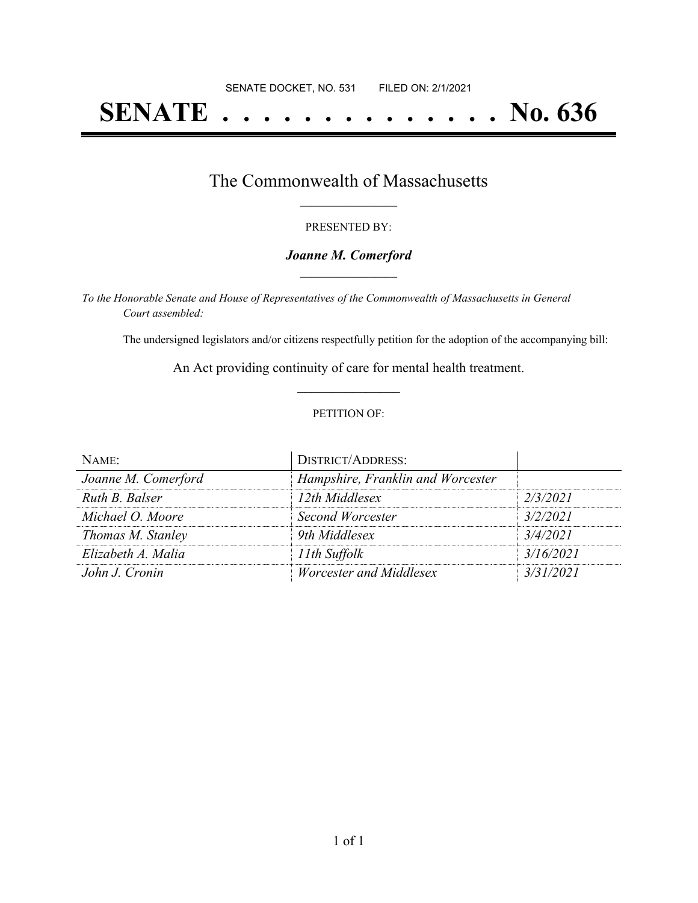SENATE DOCKET, NO. 531        FILED ON: 2/1/2021

# SENATE . . . . . . . . . . . . . . No. 636

## The Commonwealth of Massachusetts

PRESENTED BY:

***Joanne M. Comerford***

*To the Honorable Senate and House of Representatives of the Commonwealth of Massachusetts in General Court assembled:*

The undersigned legislators and/or citizens respectfully petition for the adoption of the accompanying bill:

An Act providing continuity of care for mental health treatment.

PETITION OF:

| NAME: | DISTRICT/ADDRESS: | |
|---|---|---|
| *Joanne M. Comerford* | *Hampshire, Franklin and Worcester* | |
| *Ruth B. Balser* | *12th Middlesex* | *2/3/2021* |
| *Michael O. Moore* | *Second Worcester* | *3/2/2021* |
| *Thomas M. Stanley* | *9th Middlesex* | *3/4/2021* |
| *Elizabeth A. Malia* | *11th Suffolk* | *3/16/2021* |
| *John J. Cronin* | *Worcester and Middlesex* | *3/31/2021* |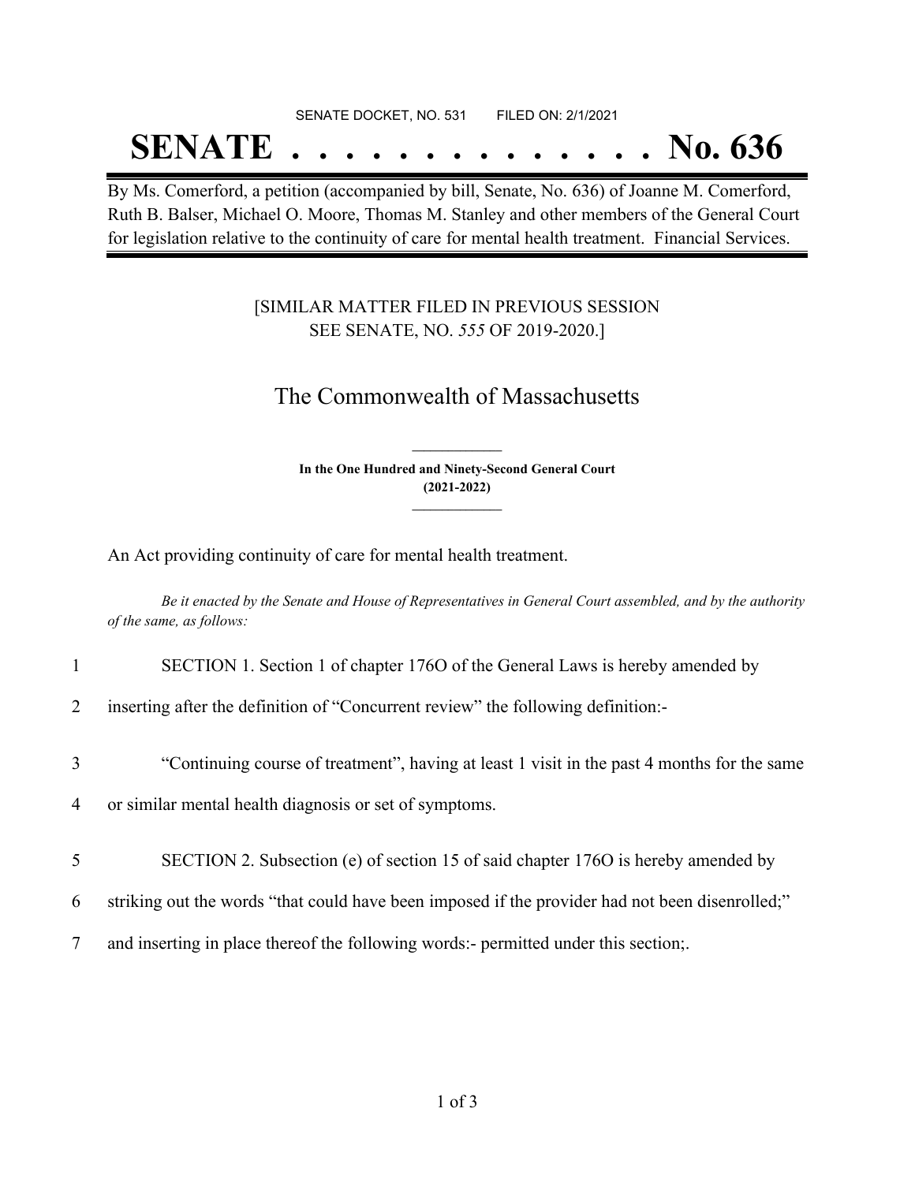SENATE DOCKET, NO. 531 FILED ON: 2/1/2021

# SENATE . . . . . . . . . . . . . . No. 636

By Ms. Comerford, a petition (accompanied by bill, Senate, No. 636) of Joanne M. Comerford, Ruth B. Balser, Michael O. Moore, Thomas M. Stanley and other members of the General Court for legislation relative to the continuity of care for mental health treatment. Financial Services.

[SIMILAR MATTER FILED IN PREVIOUS SESSION SEE SENATE, NO. *555* OF 2019-2020.]

## The Commonwealth of Massachusetts

**In the One Hundred and Ninety-Second General Court (2021-2022)**

An Act providing continuity of care for mental health treatment.

*Be it enacted by the Senate and House of Representatives in General Court assembled, and by the authority of the same, as follows:*

1 SECTION 1. Section 1 of chapter 176O of the General Laws is hereby amended by
2 inserting after the definition of "Concurrent review" the following definition:-

3 "Continuing course of treatment", having at least 1 visit in the past 4 months for the same
4 or similar mental health diagnosis or set of symptoms.

5 SECTION 2. Subsection (e) of section 15 of said chapter 176O is hereby amended by
6 striking out the words "that could have been imposed if the provider had not been disenrolled;"
7 and inserting in place thereof the following words:- permitted under this section;.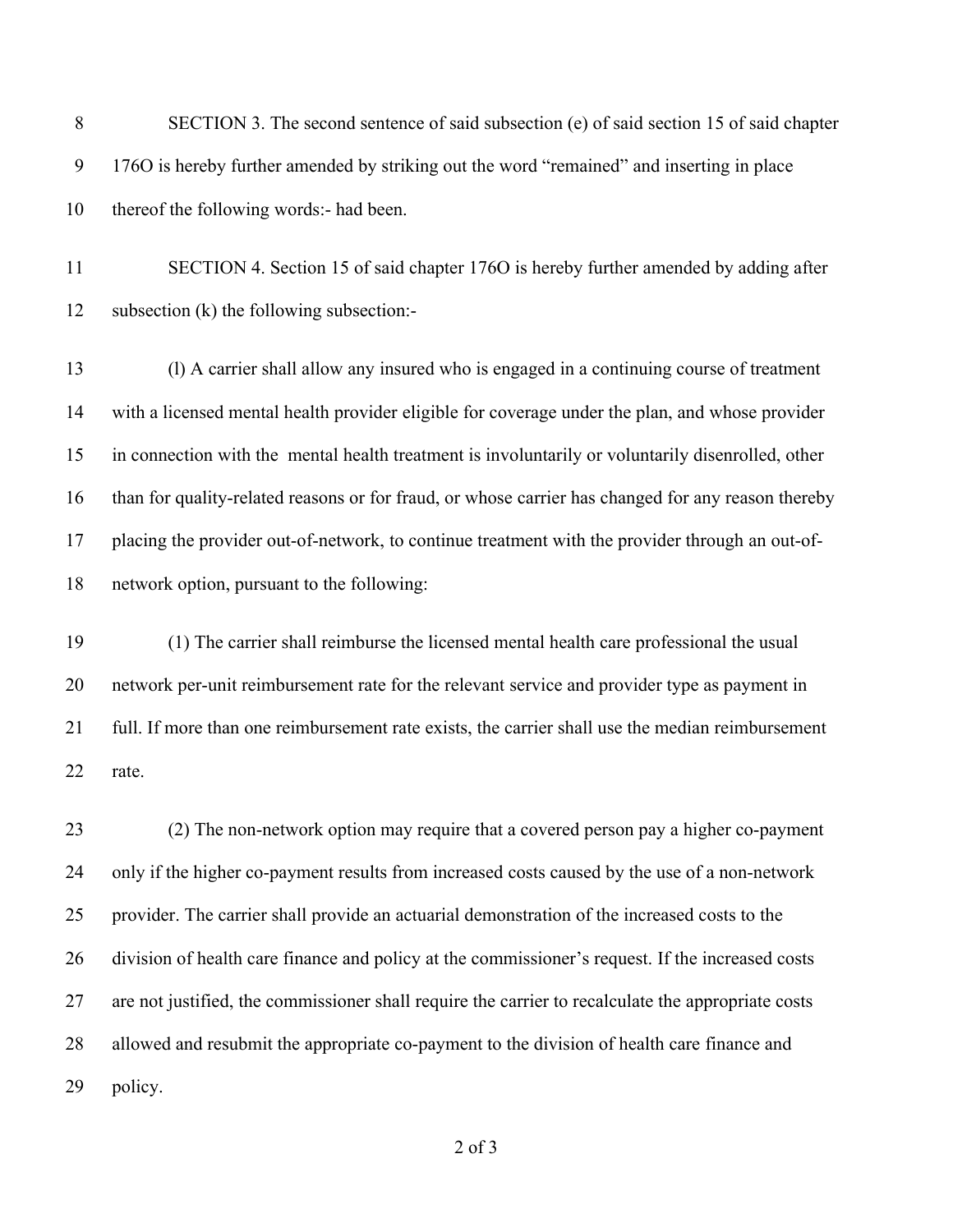SECTION 3. The second sentence of said subsection (e) of said section 15 of said chapter 176O is hereby further amended by striking out the word "remained" and inserting in place thereof the following words:- had been.

SECTION 4. Section 15 of said chapter 176O is hereby further amended by adding after subsection (k) the following subsection:-

(l) A carrier shall allow any insured who is engaged in a continuing course of treatment with a licensed mental health provider eligible for coverage under the plan, and whose provider in connection with the mental health treatment is involuntarily or voluntarily disenrolled, other than for quality-related reasons or for fraud, or whose carrier has changed for any reason thereby placing the provider out-of-network, to continue treatment with the provider through an out-of-network option, pursuant to the following:

(1) The carrier shall reimburse the licensed mental health care professional the usual network per-unit reimbursement rate for the relevant service and provider type as payment in full. If more than one reimbursement rate exists, the carrier shall use the median reimbursement rate.

(2) The non-network option may require that a covered person pay a higher co-payment only if the higher co-payment results from increased costs caused by the use of a non-network provider. The carrier shall provide an actuarial demonstration of the increased costs to the division of health care finance and policy at the commissioner's request. If the increased costs are not justified, the commissioner shall require the carrier to recalculate the appropriate costs allowed and resubmit the appropriate co-payment to the division of health care finance and policy.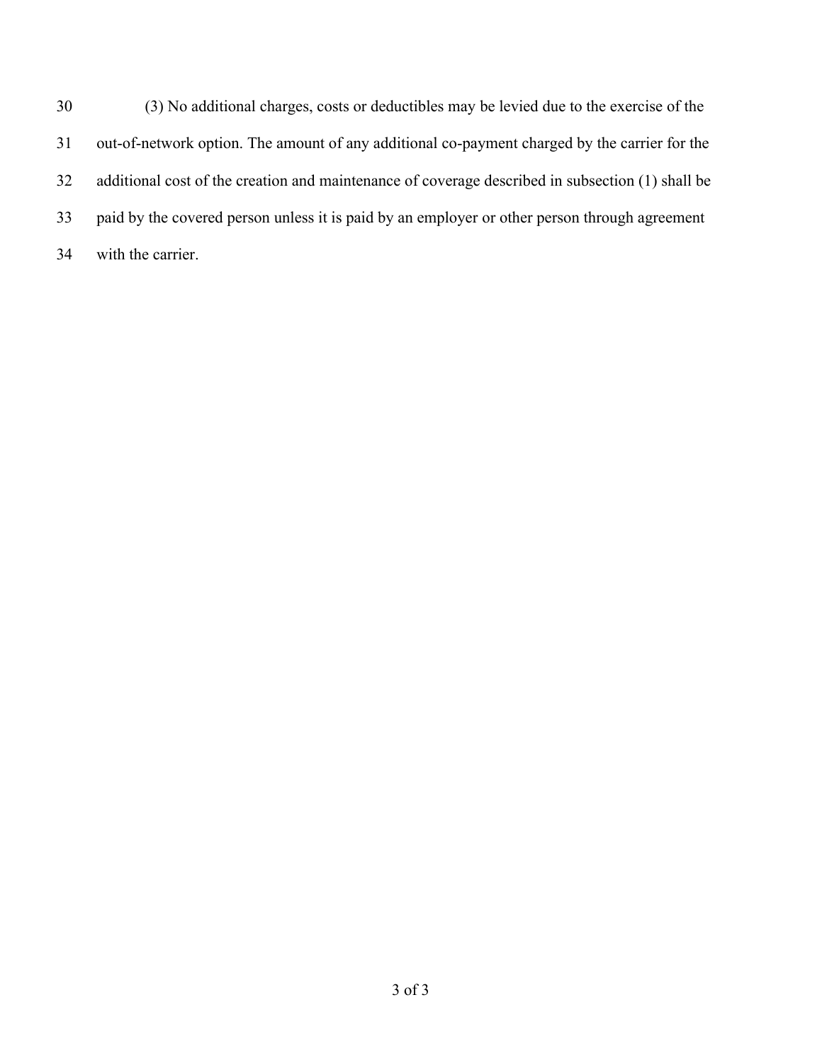(3) No additional charges, costs or deductibles may be levied due to the exercise of the out-of-network option. The amount of any additional co-payment charged by the carrier for the additional cost of the creation and maintenance of coverage described in subsection (1) shall be paid by the covered person unless it is paid by an employer or other person through agreement with the carrier.